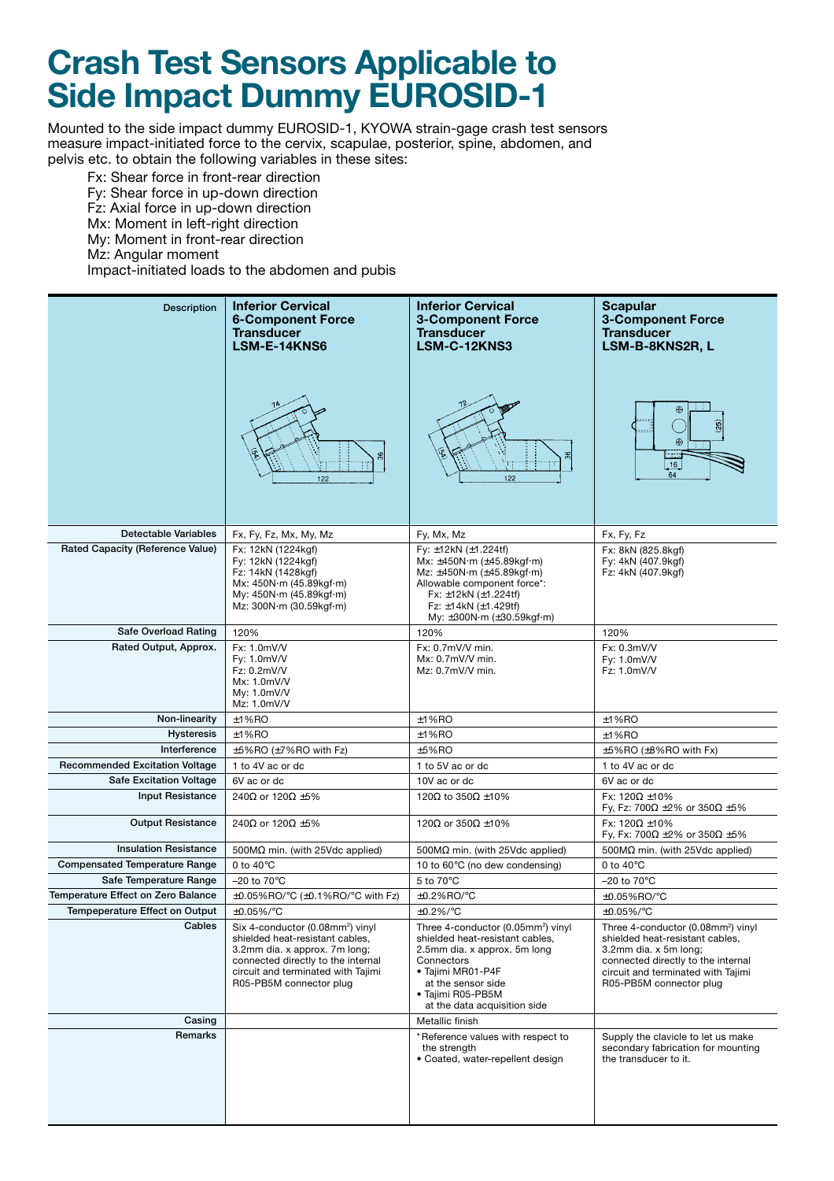# Crash Test Sensors Applicable to Side Impact Dummy EUROSID-1

Mounted to the side impact dummy EUROSID-1, KYOWA strain-gage crash test sensors measure impact-initiated force to the cervix, scapulae, posterior, spine, abdomen, and pelvis etc. to obtain the following variables in these sites:

- Fx: Shear force in front-rear direction
- Fy: Shear force in up-down direction
- Fz: Axial force in up-down direction
- Mx: Moment in left-right direction
- My: Moment in front-rear direction
- Mz: Angular moment
- Impact-initiated loads to the abdomen and pubis

| Description | **Inferior Cervical 6-Component Force Transducer LSM-E-14KNS6** | **Inferior Cervical 3-Component Force Transducer LSM-C-12KNS3** | **Scapular 3-Component Force Transducer LSM-B-8KNS2R, L** |
|---|---|---|---|
| Detectable Variables | Fx, Fy, Fz, Mx, My, Mz | Fy, Mx, Mz | Fx, Fy, Fz |
| Rated Capacity (Reference Value) | Fx: 12kN (1224kgf)<br>Fy: 12kN (1224kgf)<br>Fz: 14kN (1428kgf)<br>Mx: 450N·m (45.89kgf·m)<br>My: 450N·m (45.89kgf·m)<br>Mz: 300N·m (30.59kgf·m) | Fy: ±12kN (±1.224tf)<br>Mx: ±450N·m (±45.89kgf·m)<br>Mz: ±450N·m (±45.89kgf·m)<br>Allowable component force*:<br>Fx: ±12kN (±1.224tf)<br>Fz: ±14kN (±1.429tf)<br>My: ±300N·m (±30.59kgf·m) | Fx: 8kN (825.8kgf)<br>Fy: 4kN (407.9kgf)<br>Fz: 4kN (407.9kgf) |
| Safe Overload Rating | 120% | 120% | 120% |
| Rated Output, Approx. | Fx: 1.0mV/V<br>Fy: 1.0mV/V<br>Fz: 0.2mV/V<br>Mx: 1.0mV/V<br>My: 1.0mV/V<br>Mz: 1.0mV/V | Fx: 0.7mV/V min.<br>Mx: 0.7mV/V min.<br>Mz: 0.7mV/V min. | Fx: 0.3mV/V<br>Fy: 1.0mV/V<br>Fz: 1.0mV/V |
| Non-linearity | ±1%RO | ±1%RO | ±1%RO |
| Hysteresis | ±1%RO | ±1%RO | ±1%RO |
| Interference | ±5%RO (±7%RO with Fz) | ±5%RO | ±5%RO (±8%RO with Fx) |
| Recommended Excitation Voltage | 1 to 4V ac or dc | 1 to 5V ac or dc | 1 to 4V ac or dc |
| Safe Excitation Voltage | 6V ac or dc | 10V ac or dc | 6V ac or dc |
| Input Resistance | 240Ω or 120Ω ±5% | 120Ω to 350Ω ±10% | Fx: 120Ω ±10%<br>Fy, Fz: 700Ω ±2% or 350Ω ±5% |
| Output Resistance | 240Ω or 120Ω ±5% | 120Ω or 350Ω ±10% | Fx: 120Ω ±10%<br>Fy, Fx: 700Ω ±2% or 350Ω ±5% |
| Insulation Resistance | 500MΩ min. (with 25Vdc applied) | 500MΩ min. (with 25Vdc applied) | 500MΩ min. (with 25Vdc applied) |
| Compensated Temperature Range | 0 to 40°C | 10 to 60°C (no dew condensing) | 0 to 40°C |
| Safe Temperature Range | –20 to 70°C | 5 to 70°C | –20 to 70°C |
| Temperature Effect on Zero Balance | ±0.05%RO/°C (±0.1%RO/°C with Fz) | ±0.2%RO/°C | ±0.05%RO/°C |
| Tempeperature Effect on Output | ±0.05%/°C | ±0.2%/°C | ±0.05%/°C |
| Cables | Six 4-conductor (0.08mm²) vinyl shielded heat-resistant cables, 3.2mm dia. x approx. 7m long; connected directly to the internal circuit and terminated with Tajimi R05-PB5M connector plug | Three 4-conductor (0.05mm²) vinyl shielded heat-resistant cables, 2.5mm dia. x approx. 5m long Connectors<br>• Tajimi MR01-P4F at the sensor side<br>• Tajimi R05-PB5M at the data acquisition side | Three 4-conductor (0.08mm²) vinyl shielded heat-resistant cables, 3.2mm dia. x 5m long; connected directly to the internal circuit and terminated with Tajimi R05-PB5M connector plug |
| Casing | | Metallic finish | |
| Remarks | | *Reference values with respect to the strength<br>• Coated, water-repellent design | Supply the clavicle to let us make secondary fabrication for mounting the transducer to it. |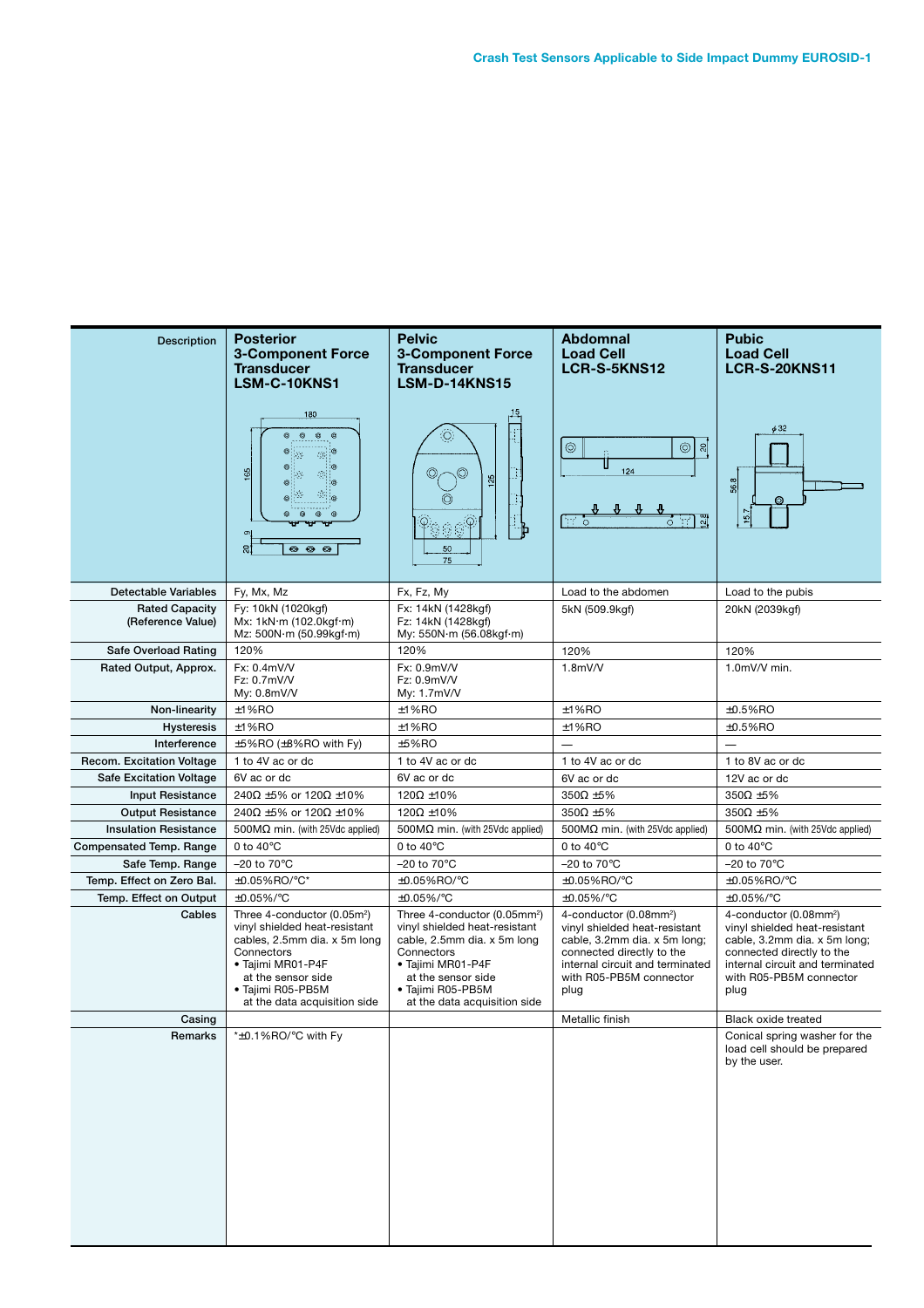## Crash Test Sensors Applicable to Side Impact Dummy EUROSID-1

| Description | Posterior 3-Component Force Transducer LSM-C-10KNS1 | Pelvic 3-Component Force Transducer LSM-D-14KNS15 | Abdominal Load Cell LCR-S-5KNS12 | Pubic Load Cell LCR-S-20KNS11 |
|---|---|---|---|---|
| Detectable Variables | Fy, Mx, Mz | Fx, Fz, My | Load to the abdomen | Load to the pubis |
| Rated Capacity (Reference Value) | Fy: 10kN (1020kgf)<br>Mx: 1kN·m (102.0kgf·m)<br>Mz: 500N·m (50.99kgf·m) | Fx: 14kN (1428kgf)<br>Fz: 14kN (1428kgf)<br>My: 550N·m (56.08kgf·m) | 5kN (509.9kgf) | 20kN (2039kgf) |
| Safe Overload Rating | 120% | 120% | 120% | 120% |
| Rated Output, Approx. | Fx: 0.4mV/V<br>Fz: 0.7mV/V<br>My: 0.8mV/V | Fx: 0.9mV/V<br>Fz: 0.9mV/V<br>My: 1.7mV/V | 1.8mV/V | 1.0mV/V min. |
| Non-linearity | ±1%RO | ±1%RO | ±1%RO | ±0.5%RO |
| Hysteresis | ±1%RO | ±1%RO | ±1%RO | ±0.5%RO |
| Interference | ±5%RO (±8%RO with Fy) | ±5%RO | — | — |
| Recom. Excitation Voltage | 1 to 4V ac or dc | 1 to 4V ac or dc | 1 to 4V ac or dc | 1 to 8V ac or dc |
| Safe Excitation Voltage | 6V ac or dc | 6V ac or dc | 6V ac or dc | 12V ac or dc |
| Input Resistance | 240Ω ±5% or 120Ω ±10% | 120Ω ±10% | 350Ω ±5% | 350Ω ±5% |
| Output Resistance | 240Ω ±5% or 120Ω ±10% | 120Ω ±10% | 350Ω ±5% | 350Ω ±5% |
| Insulation Resistance | 500MΩ min. (with 25Vdc applied) | 500MΩ min. (with 25Vdc applied) | 500MΩ min. (with 25Vdc applied) | 500MΩ min. (with 25Vdc applied) |
| Compensated Temp. Range | 0 to 40°C | 0 to 40°C | 0 to 40°C | 0 to 40°C |
| Safe Temp. Range | –20 to 70°C | –20 to 70°C | –20 to 70°C | –20 to 70°C |
| Temp. Effect on Zero Bal. | ±0.05%RO/°C* | ±0.05%RO/°C | ±0.05%RO/°C | ±0.05%RO/°C |
| Temp. Effect on Output | ±0.05%/°C | ±0.05%/°C | ±0.05%/°C | ±0.05%/°C |
| Cables | Three 4-conductor (0.05mm²) vinyl shielded heat-resistant cables, 2.5mm dia. x 5m long<br>Connectors<br>• Tajimi MR01-P4F at the sensor side<br>• Tajimi R05-PB5M at the data acquisition side | Three 4-conductor (0.05mm²) vinyl shielded heat-resistant cable, 2.5mm dia. x 5m long<br>Connectors<br>• Tajimi MR01-P4F at the sensor side<br>• Tajimi R05-PB5M at the data acquisition side | 4-conductor (0.08mm²) vinyl shielded heat-resistant cable, 3.2mm dia. x 5m long; connected directly to the internal circuit and terminated with R05-PB5M connector plug | 4-conductor (0.08mm²) vinyl shielded heat-resistant cable, 3.2mm dia. x 5m long; connected directly to the internal circuit and terminated with R05-PB5M connector plug |
| Casing | | | Metallic finish | Black oxide treated |
| Remarks | *±0.1%RO/°C with Fy | | | Conical spring washer for the load cell should be prepared by the user. |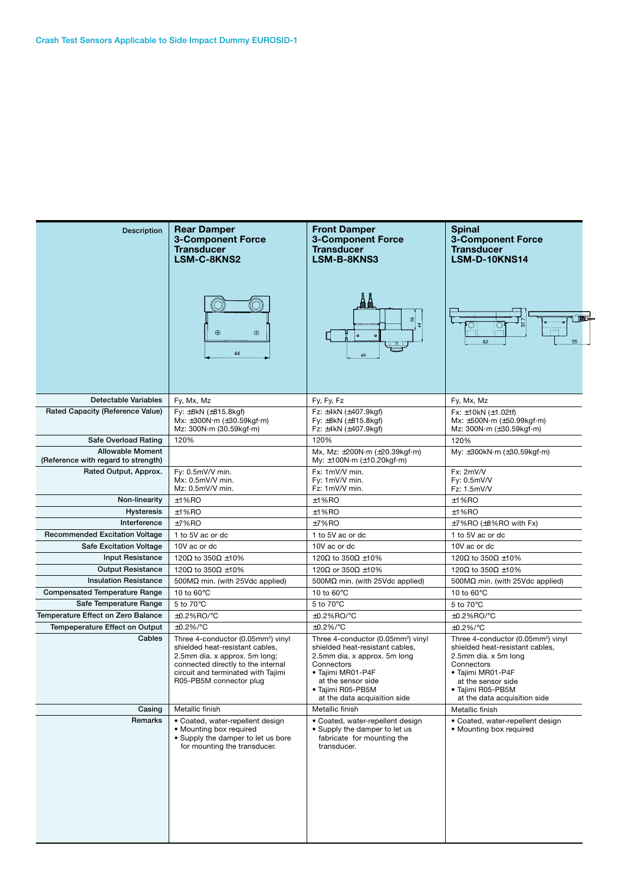## Crash Test Sensors Applicable to Side Impact Dummy EUROSID-1

| Description | Rear Damper 3-Component Force Transducer LSM-C-8KNS2 | Front Damper 3-Component Force Transducer LSM-B-8KNS3 | Spinal 3-Component Force Transducer LSM-D-10KNS14 |
|---|---|---|---|
| | 44 | 28 44 49 | 37.7 62 55 |
| Detectable Variables | Fy, Mx, Mz | Fy, Fy, Fz | Fy, Mx, Mz |
| Rated Capacity (Reference Value) | Fy: ±8kN (±815.8kgf)<br>Mx: ±300N·m (±30.59kgf·m)<br>Mz: 300N·m (30.59kgf·m) | Fz: ±4kN (±407.9kgf)<br>Fy: ±8kN (±815.8kgf)<br>Fz: ±4kN (±407.9kgf) | Fx: ±10kN (±1.02tf)<br>Mx: ±500N·m (±50.99kgf·m)<br>Mz: 300N·m (±30.59kgf·m) |
| Safe Overload Rating | 120% | 120% | 120% |
| Allowable Moment (Reference with regard to strength) | | Mx, Mz: ±200N·m (±20.39kgf·m)<br>My: ±100N·m (±10.20kgf·m) | My: ±300kN·m (±30.59kgf·m) |
| Rated Output, Approx. | Fy: 0.5mV/V min.<br>Mx: 0.5mV/V min.<br>Mz: 0.5mV/V min. | Fx: 1mV/V min.<br>Fy: 1mV/V min.<br>Fz: 1mV/V min. | Fx: 2mV/V<br>Fy: 0.5mV/V<br>Fz: 1.5mV/V |
| Non-linearity | ±1%RO | ±1%RO | ±1%RO |
| Hysteresis | ±1%RO | ±1%RO | ±1%RO |
| Interference | ±7%RO | ±7%RO | ±7%RO (±8%RO with Fx) |
| Recommended Excitation Voltage | 1 to 5V ac or dc | 1 to 5V ac or dc | 1 to 5V ac or dc |
| Safe Excitation Voltage | 10V ac or dc | 10V ac or dc | 10V ac or dc |
| Input Resistance | 120Ω to 350Ω ±10% | 120Ω to 350Ω ±10% | 120Ω to 350Ω ±10% |
| Output Resistance | 120Ω to 350Ω ±10% | 120Ω or 350Ω ±10% | 120Ω to 350Ω ±10% |
| Insulation Resistance | 500MΩ min. (with 25Vdc applied) | 500MΩ min. (with 25Vdc applied) | 500MΩ min. (with 25Vdc applied) |
| Compensated Temperature Range | 10 to 60°C | 10 to 60°C | 10 to 60°C |
| Safe Temperature Range | 5 to 70°C | 5 to 70°C | 5 to 70°C |
| Temperature Effect on Zero Balance | ±0.2%RO/°C | ±0.2%RO/°C | ±0.2%RO/°C |
| Tempeperature Effect on Output | ±0.2%/°C | ±0.2%/°C | ±0.2%/°C |
| Cables | Three 4-conductor (0.05mm²) vinyl shielded heat-resistant cables, 2.5mm dia. x approx. 5m long; connected directly to the internal circuit and terminated with Tajimi R05-PB5M connector plug | Three 4-conductor (0.05mm²) vinyl shielded heat-resistant cables, 2.5mm dia. x approx. 5m long<br>Connectors<br>• Tajimi MR01-P4F at the sensor side<br>• Tajimi R05-PB5M at the data acquisition side | Three 4-conductor (0.05mm²) vinyl shielded heat-resistant cables, 2.5mm dia. x 5m long<br>Connectors<br>• Tajimi MR01-P4F at the sensor side<br>• Tajimi R05-PB5M at the data acquisition side |
| Casing | Metallic finish | Metallic finish | Metallic finish |
| Remarks | • Coated, water-repellent design<br>• Mounting box required<br>• Supply the damper to let us bore for mounting the transducer. | • Coated, water-repellent design<br>• Supply the damper to let us fabricate for mounting the transducer. | • Coated, water-repellent design<br>• Mounting box required |